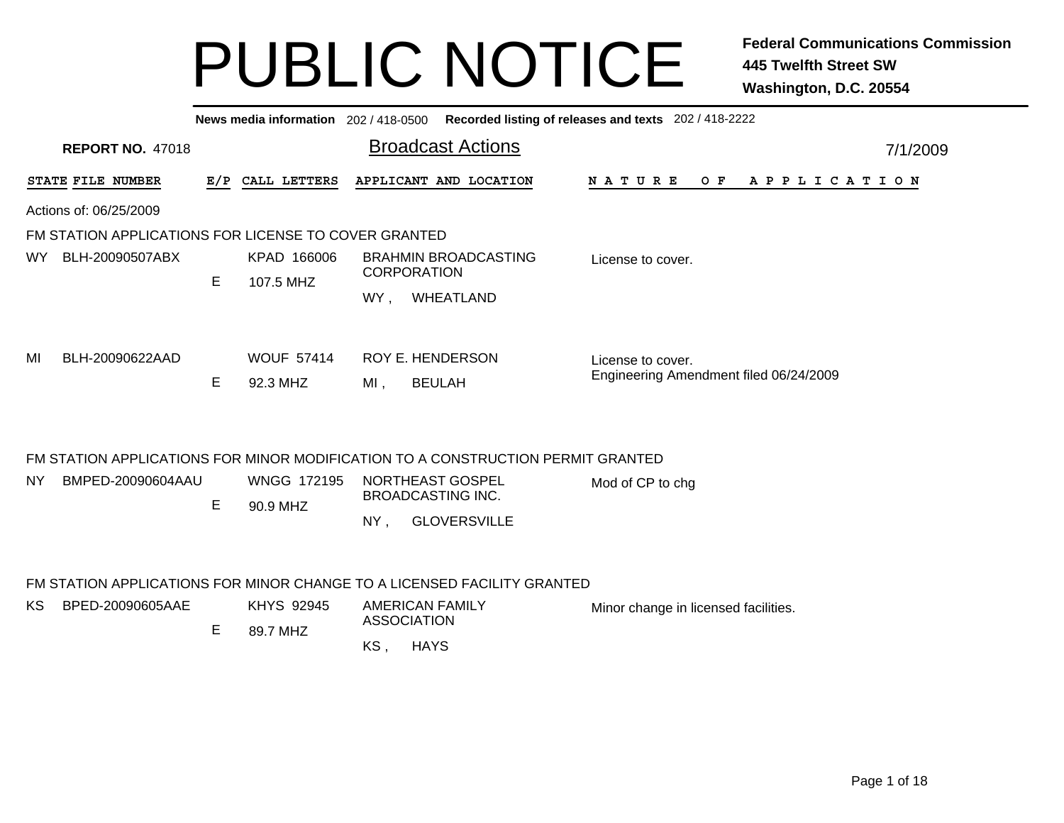# PUBLIC NOTICE

**Federal Communications Commission**
**445 Twelfth Street SW**
**Washington, D.C. 20554**

**News media information** 202 / 418-0500 **Recorded listing of releases and texts** 202 / 418-2222

**REPORT NO.** 47018

## Broadcast Actions

7/1/2009

Actions of: 06/25/2009

### FM STATION APPLICATIONS FOR LICENSE TO COVER GRANTED

| STATE | FILE NUMBER | E/P | CALL LETTERS | APPLICANT AND LOCATION | NATURE OF APPLICATION |
|---|---|---|---|---|---|
| WY | BLH-20090507ABX | E | KPAD 166006<br>107.5 MHZ | BRAHMIN BROADCASTING CORPORATION<br>WY , WHEATLAND | License to cover. |
| MI | BLH-20090622AAD | E | WOUF 57414<br>92.3 MHZ | ROY E. HENDERSON<br>MI , BEULAH | License to cover.<br>Engineering Amendment filed 06/24/2009 |

### FM STATION APPLICATIONS FOR MINOR MODIFICATION TO A CONSTRUCTION PERMIT GRANTED

| STATE | FILE NUMBER | E/P | CALL LETTERS | APPLICANT AND LOCATION | NATURE OF APPLICATION |
|---|---|---|---|---|---|
| NY | BMPED-20090604AAU | E | WNGG 172195<br>90.9 MHZ | NORTHEAST GOSPEL BROADCASTING INC.<br>NY , GLOVERSVILLE | Mod of CP to chg |

### FM STATION APPLICATIONS FOR MINOR CHANGE TO A LICENSED FACILITY GRANTED

| STATE | FILE NUMBER | E/P | CALL LETTERS | APPLICANT AND LOCATION | NATURE OF APPLICATION |
|---|---|---|---|---|---|
| KS | BPED-20090605AAE | E | KHYS 92945<br>89.7 MHZ | AMERICAN FAMILY ASSOCIATION<br>KS , HAYS | Minor change in licensed facilities. |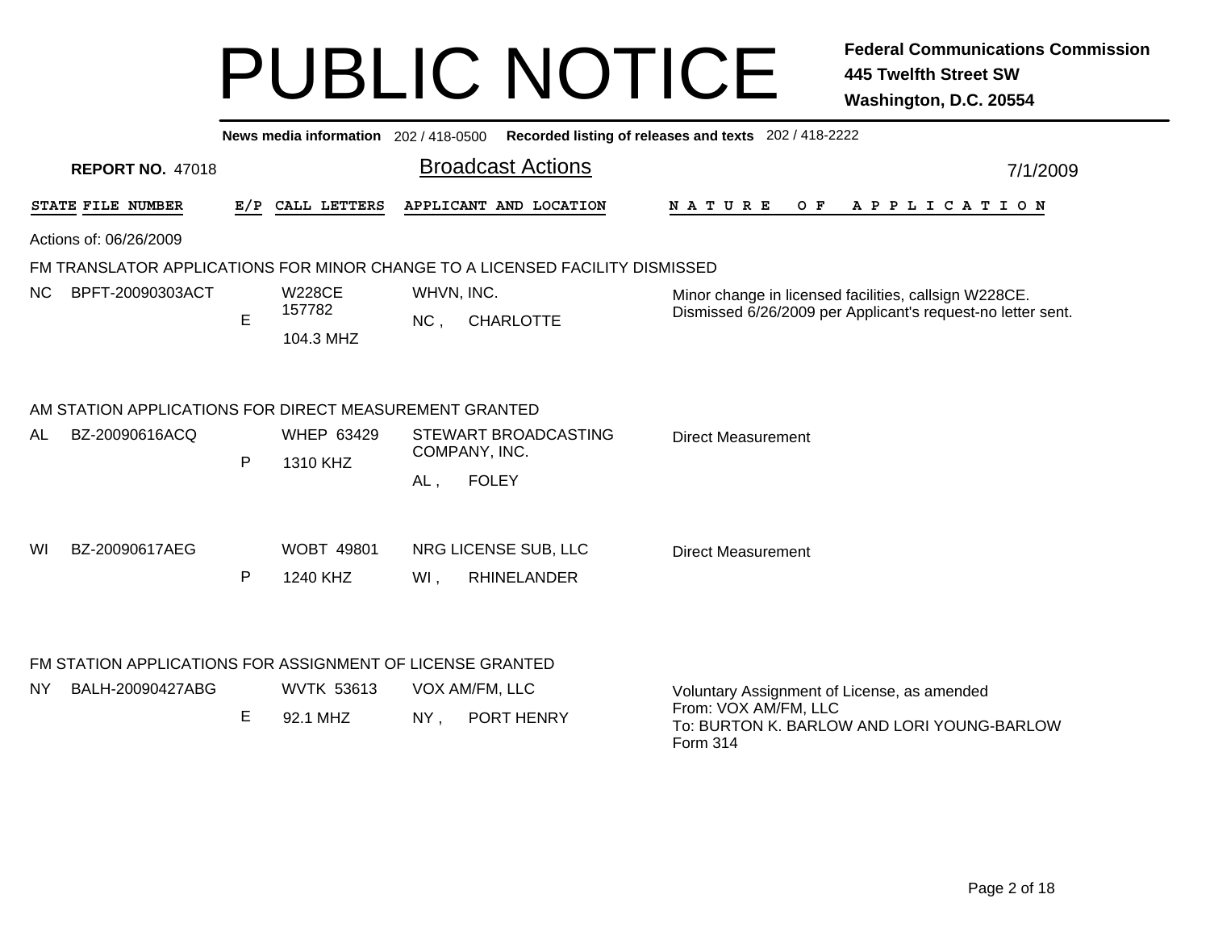# PUBLIC NOTICE

**Federal Communications Commission**
**445 Twelfth Street SW**
**Washington, D.C. 20554**

**News media information** 202 / 418-0500 **Recorded listing of releases and texts** 202 / 418-2222

**REPORT NO.** 47018

## Broadcast Actions

7/1/2009

Actions of: 06/26/2009

### FM TRANSLATOR APPLICATIONS FOR MINOR CHANGE TO A LICENSED FACILITY DISMISSED

| STATE | FILE NUMBER | E/P | CALL LETTERS | APPLICANT AND LOCATION | NATURE OF APPLICATION |
|---|---|---|---|---|---|
| NC | BPFT-20090303ACT | E | W228CE 157782 104.3 MHZ | WHVN, INC. NC , CHARLOTTE | Minor change in licensed facilities, callsign W228CE. Dismissed 6/26/2009 per Applicant's request-no letter sent. |

### AM STATION APPLICATIONS FOR DIRECT MEASUREMENT GRANTED

| STATE | FILE NUMBER | E/P | CALL LETTERS | APPLICANT AND LOCATION | NATURE OF APPLICATION |
|---|---|---|---|---|---|
| AL | BZ-20090616ACQ | P | WHEP 63429 1310 KHZ | STEWART BROADCASTING COMPANY, INC. AL , FOLEY | Direct Measurement |
| WI | BZ-20090617AEG | P | WOBT 49801 1240 KHZ | NRG LICENSE SUB, LLC WI , RHINELANDER | Direct Measurement |

### FM STATION APPLICATIONS FOR ASSIGNMENT OF LICENSE GRANTED

| STATE | FILE NUMBER | E/P | CALL LETTERS | APPLICANT AND LOCATION | NATURE OF APPLICATION |
|---|---|---|---|---|---|
| NY | BALH-20090427ABG | E | WVTK 53613 92.1 MHZ | VOX AM/FM, LLC NY , PORT HENRY | Voluntary Assignment of License, as amended From: VOX AM/FM, LLC To: BURTON K. BARLOW AND LORI YOUNG-BARLOW Form 314 |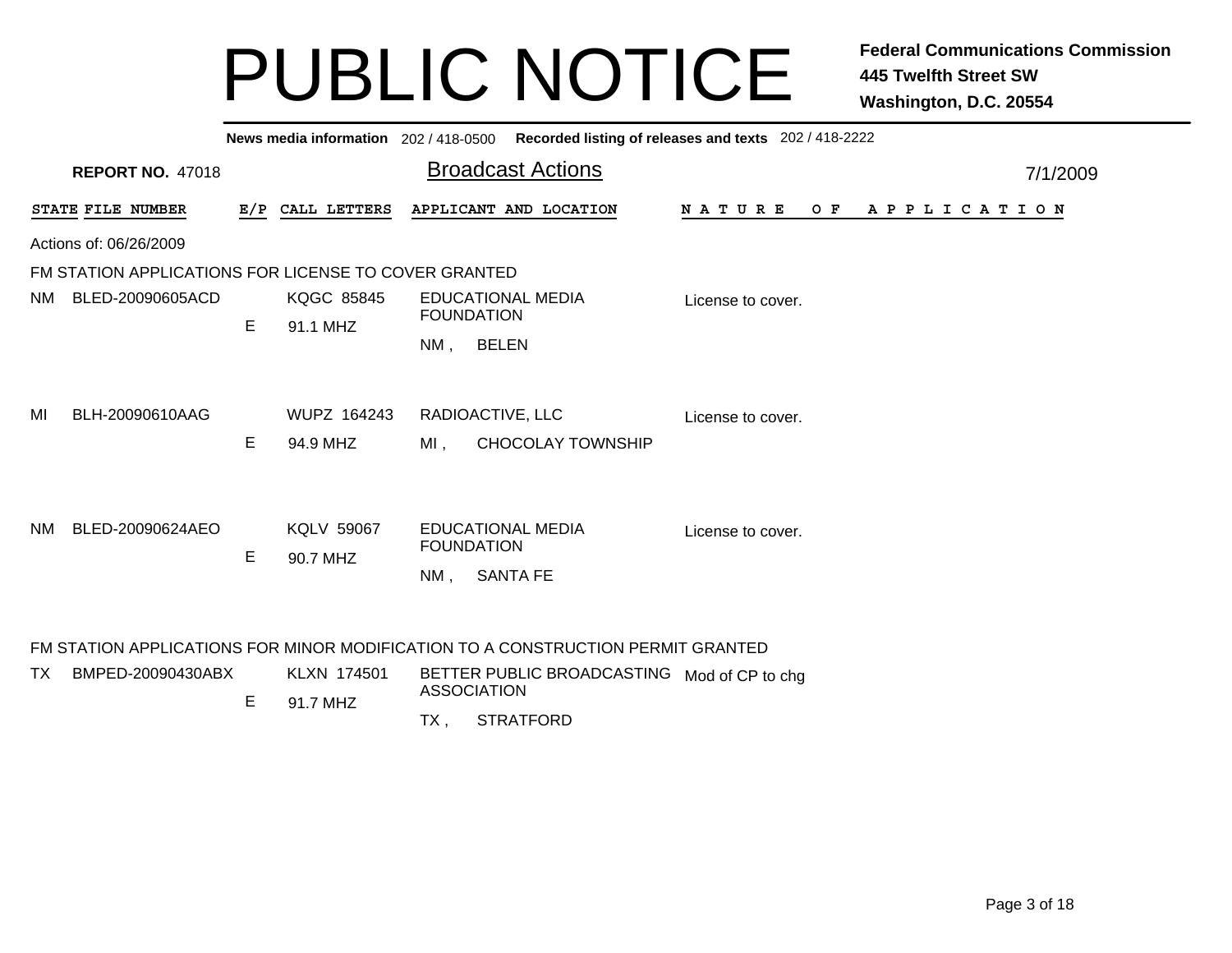# PUBLIC NOTICE

**Federal Communications Commission**
**445 Twelfth Street SW**
**Washington, D.C. 20554**

**News media information** 202 / 418-0500 **Recorded listing of releases and texts** 202 / 418-2222

**REPORT NO.** 47018

## Broadcast Actions

7/1/2009

Actions of: 06/26/2009

### FM STATION APPLICATIONS FOR LICENSE TO COVER GRANTED

| STATE | FILE NUMBER | E/P | CALL LETTERS | APPLICANT AND LOCATION | NATURE OF APPLICATION |
|---|---|---|---|---|---|
| NM | BLED-20090605ACD | E | KQGC 85845<br>91.1 MHZ | EDUCATIONAL MEDIA FOUNDATION<br>NM , BELEN | License to cover. |
| MI | BLH-20090610AAG | E | WUPZ 164243<br>94.9 MHZ | RADIOACTIVE, LLC<br>MI , CHOCOLAY TOWNSHIP | License to cover. |
| NM | BLED-20090624AEO | E | KQLV 59067<br>90.7 MHZ | EDUCATIONAL MEDIA FOUNDATION<br>NM , SANTA FE | License to cover. |

### FM STATION APPLICATIONS FOR MINOR MODIFICATION TO A CONSTRUCTION PERMIT GRANTED

| STATE | FILE NUMBER | E/P | CALL LETTERS | APPLICANT AND LOCATION | NATURE OF APPLICATION |
|---|---|---|---|---|---|
| TX | BMPED-20090430ABX | E | KLXN 174501<br>91.7 MHZ | BETTER PUBLIC BROADCASTING ASSOCIATION<br>TX , STRATFORD | Mod of CP to chg |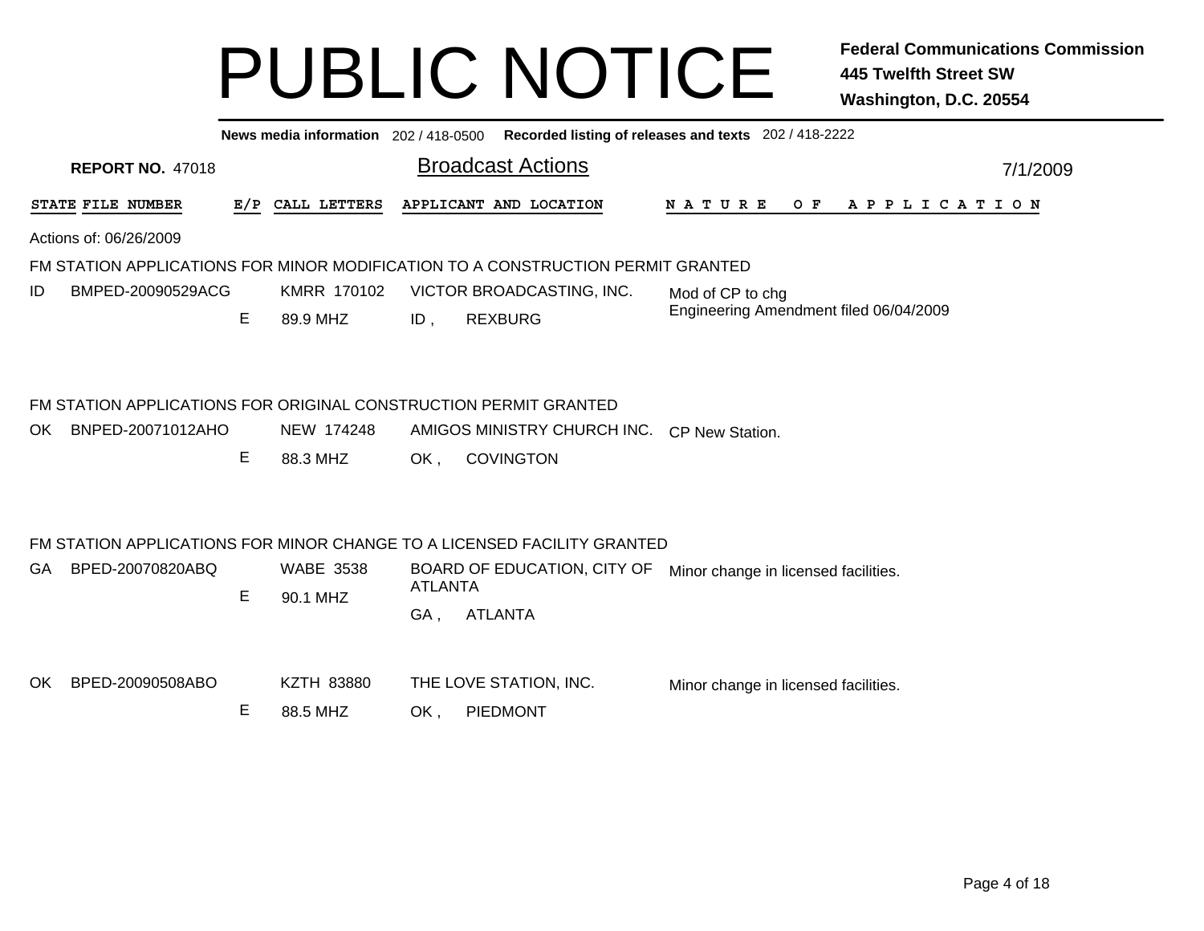# PUBLIC NOTICE

**Federal Communications Commission**
**445 Twelfth Street SW**
**Washington, D.C. 20554**

**News media information** 202 / 418-0500 **Recorded listing of releases and texts** 202 / 418-2222

**REPORT NO.** 47018

## Broadcast Actions

7/1/2009

Actions of: 06/26/2009

### FM STATION APPLICATIONS FOR MINOR MODIFICATION TO A CONSTRUCTION PERMIT GRANTED

| STATE | FILE NUMBER | E/P | CALL LETTERS | APPLICANT AND LOCATION | NATURE OF APPLICATION |
|---|---|---|---|---|---|
| ID | BMPED-20090529ACG | E | KMRR 170102<br>89.9 MHZ | VICTOR BROADCASTING, INC.<br>ID , REXBURG | Mod of CP to chg<br>Engineering Amendment filed 06/04/2009 |

### FM STATION APPLICATIONS FOR ORIGINAL CONSTRUCTION PERMIT GRANTED

| STATE | FILE NUMBER | E/P | CALL LETTERS | APPLICANT AND LOCATION | NATURE OF APPLICATION |
|---|---|---|---|---|---|
| OK | BNPED-20071012AHO | E | NEW 174248<br>88.3 MHZ | AMIGOS MINISTRY CHURCH INC.<br>OK , COVINGTON | CP New Station. |

### FM STATION APPLICATIONS FOR MINOR CHANGE TO A LICENSED FACILITY GRANTED

| STATE | FILE NUMBER | E/P | CALL LETTERS | APPLICANT AND LOCATION | NATURE OF APPLICATION |
|---|---|---|---|---|---|
| GA | BPED-20070820ABQ | E | WABE 3538<br>90.1 MHZ | BOARD OF EDUCATION, CITY OF ATLANTA<br>GA , ATLANTA | Minor change in licensed facilities. |
| OK | BPED-20090508ABO | E | KZTH 83880<br>88.5 MHZ | THE LOVE STATION, INC.<br>OK , PIEDMONT | Minor change in licensed facilities. |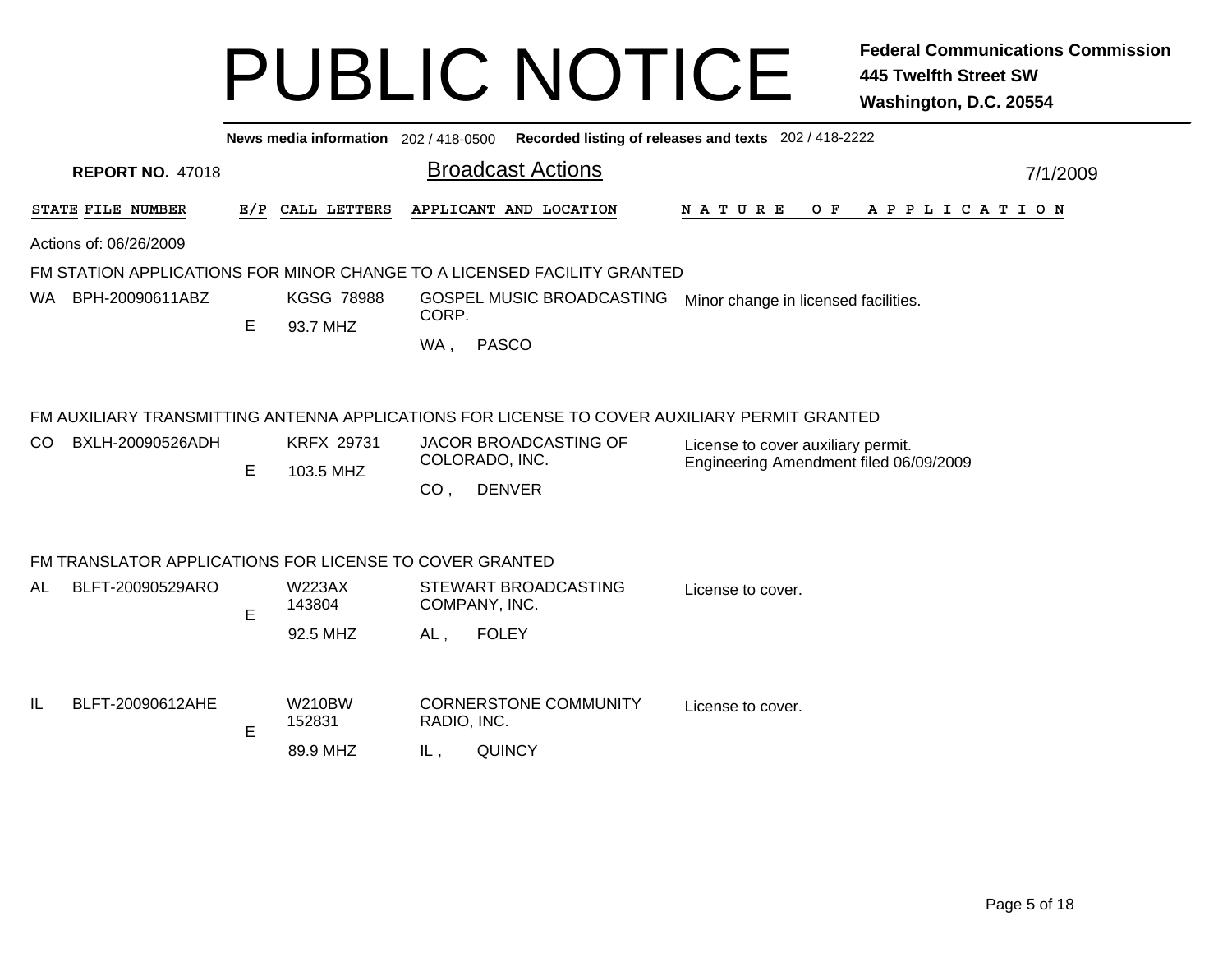# PUBLIC NOTICE

**Federal Communications Commission**
**445 Twelfth Street SW**
**Washington, D.C. 20554**

**News media information** 202 / 418-0500 **Recorded listing of releases and texts** 202 / 418-2222

**REPORT NO.** 47018

## Broadcast Actions

7/1/2009

| STATE | FILE NUMBER | E/P | CALL LETTERS | APPLICANT AND LOCATION | NATURE OF APPLICATION |
|---|---|---|---|---|---|

Actions of: 06/26/2009

### FM STATION APPLICATIONS FOR MINOR CHANGE TO A LICENSED FACILITY GRANTED

| STATE | FILE NUMBER | E/P | CALL LETTERS | APPLICANT AND LOCATION | NATURE OF APPLICATION |
|---|---|---|---|---|---|
| WA | BPH-20090611ABZ | E | KGSG 78988<br>93.7 MHZ | GOSPEL MUSIC BROADCASTING CORP.<br>WA , PASCO | Minor change in licensed facilities. |

### FM AUXILIARY TRANSMITTING ANTENNA APPLICATIONS FOR LICENSE TO COVER AUXILIARY PERMIT GRANTED

| STATE | FILE NUMBER | E/P | CALL LETTERS | APPLICANT AND LOCATION | NATURE OF APPLICATION |
|---|---|---|---|---|---|
| CO | BXLH-20090526ADH | E | KRFX 29731<br>103.5 MHZ | JACOR BROADCASTING OF COLORADO, INC.<br>CO , DENVER | License to cover auxiliary permit.<br>Engineering Amendment filed 06/09/2009 |

### FM TRANSLATOR APPLICATIONS FOR LICENSE TO COVER GRANTED

| STATE | FILE NUMBER | E/P | CALL LETTERS | APPLICANT AND LOCATION | NATURE OF APPLICATION |
|---|---|---|---|---|---|
| AL | BLFT-20090529ARO | E | W223AX 143804<br>92.5 MHZ | STEWART BROADCASTING COMPANY, INC.<br>AL , FOLEY | License to cover. |
| IL | BLFT-20090612AHE | E | W210BW 152831<br>89.9 MHZ | CORNERSTONE COMMUNITY RADIO, INC.<br>IL , QUINCY | License to cover. |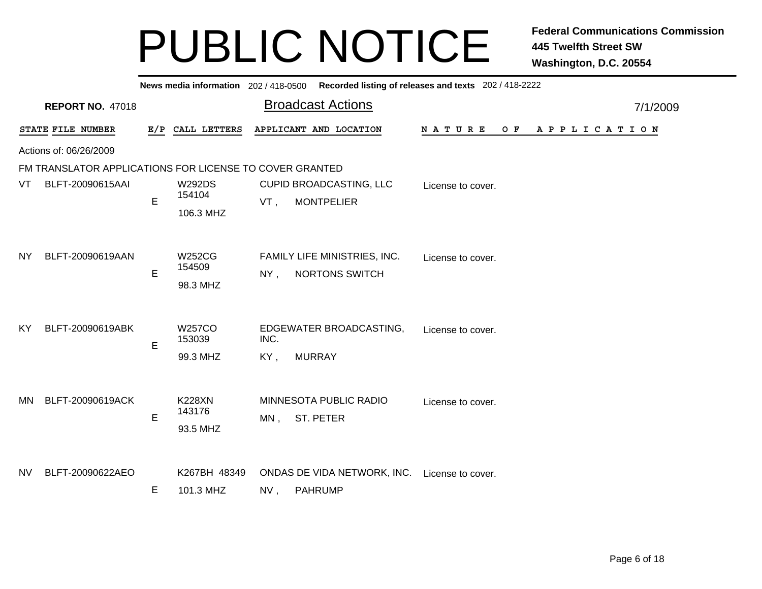# PUBLIC NOTICE

**Federal Communications Commission**
**445 Twelfth Street SW**
**Washington, D.C. 20554**

**News media information** 202 / 418-0500 **Recorded listing of releases and texts** 202 / 418-2222

**REPORT NO.** 47018

## Broadcast Actions

7/1/2009

Actions of: 06/26/2009

FM TRANSLATOR APPLICATIONS FOR LICENSE TO COVER GRANTED

| STATE | FILE NUMBER | E/P | CALL LETTERS | APPLICANT AND LOCATION | NATURE OF APPLICATION |
|---|---|---|---|---|---|
| VT | BLFT-20090615AAI | E | W292DS 154104 106.3 MHZ | CUPID BROADCASTING, LLC VT , MONTPELIER | License to cover. |
| NY | BLFT-20090619AAN | E | W252CG 154509 98.3 MHZ | FAMILY LIFE MINISTRIES, INC. NY , NORTONS SWITCH | License to cover. |
| KY | BLFT-20090619ABK | E | W257CO 153039 99.3 MHZ | EDGEWATER BROADCASTING, INC. KY , MURRAY | License to cover. |
| MN | BLFT-20090619ACK | E | K228XN 143176 93.5 MHZ | MINNESOTA PUBLIC RADIO MN , ST. PETER | License to cover. |
| NV | BLFT-20090622AEO | E | K267BH 48349 101.3 MHZ | ONDAS DE VIDA NETWORK, INC. NV , PAHRUMP | License to cover. |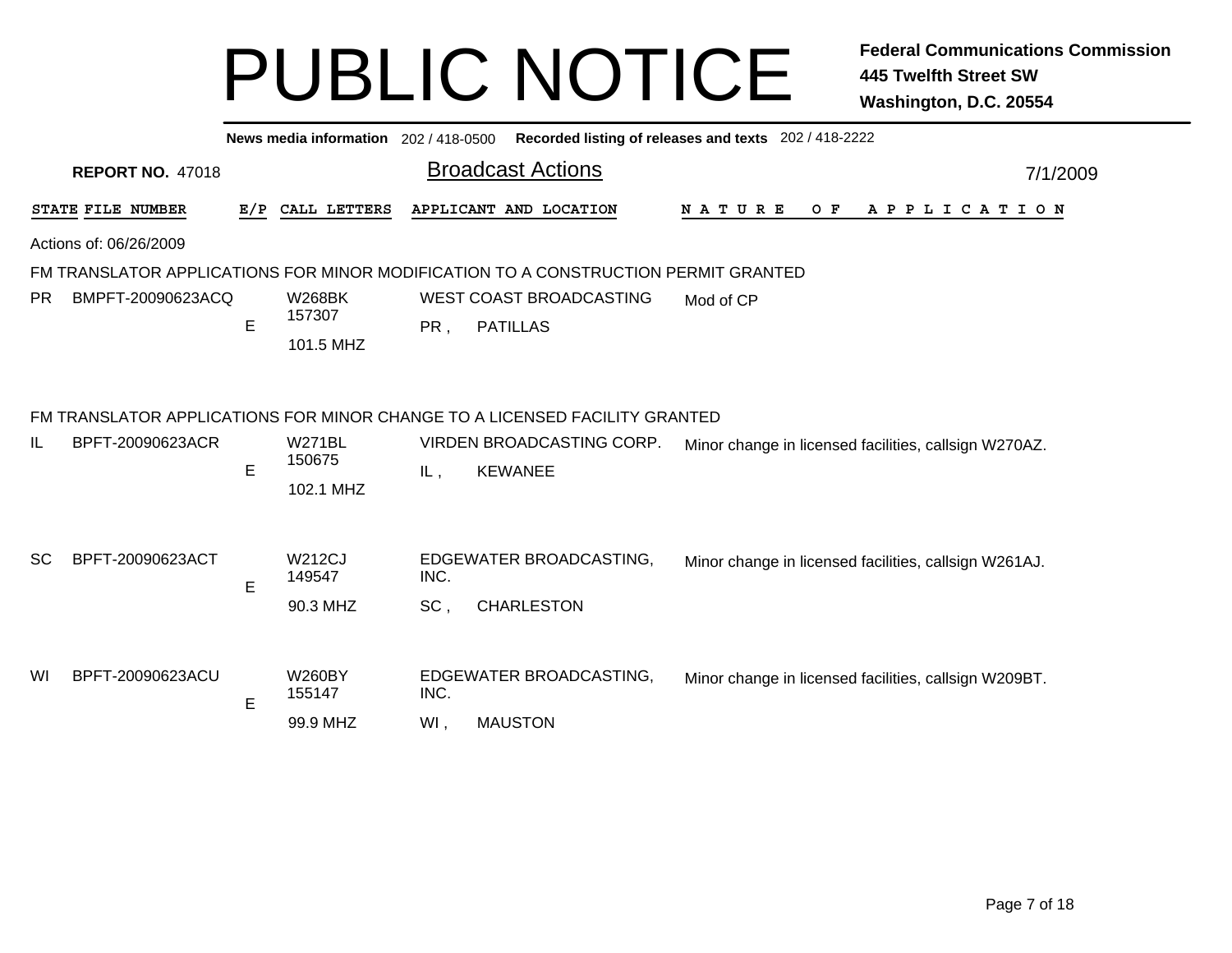# PUBLIC NOTICE

**Federal Communications Commission**
**445 Twelfth Street SW**
**Washington, D.C. 20554**

**News media information** 202 / 418-0500 **Recorded listing of releases and texts** 202 / 418-2222

**REPORT NO.** 47018

## Broadcast Actions

7/1/2009

Actions of: 06/26/2009

### FM TRANSLATOR APPLICATIONS FOR MINOR MODIFICATION TO A CONSTRUCTION PERMIT GRANTED

| STATE | FILE NUMBER | E/P | CALL LETTERS | APPLICANT AND LOCATION | NATURE OF APPLICATION |
|---|---|---|---|---|---|
| PR | BMPFT-20090623ACQ | E | W268BK<br>157307<br>101.5 MHZ | WEST COAST BROADCASTING<br>PR , PATILLAS | Mod of CP |

### FM TRANSLATOR APPLICATIONS FOR MINOR CHANGE TO A LICENSED FACILITY GRANTED

| STATE | FILE NUMBER | E/P | CALL LETTERS | APPLICANT AND LOCATION | NATURE OF APPLICATION |
|---|---|---|---|---|---|
| IL | BPFT-20090623ACR | E | W271BL<br>150675<br>102.1 MHZ | VIRDEN BROADCASTING CORP.<br>IL , KEWANEE | Minor change in licensed facilities, callsign W270AZ. |
| SC | BPFT-20090623ACT | E | W212CJ<br>149547<br>90.3 MHZ | EDGEWATER BROADCASTING, INC.<br>SC , CHARLESTON | Minor change in licensed facilities, callsign W261AJ. |
| WI | BPFT-20090623ACU | E | W260BY<br>155147<br>99.9 MHZ | EDGEWATER BROADCASTING, INC.<br>WI , MAUSTON | Minor change in licensed facilities, callsign W209BT. |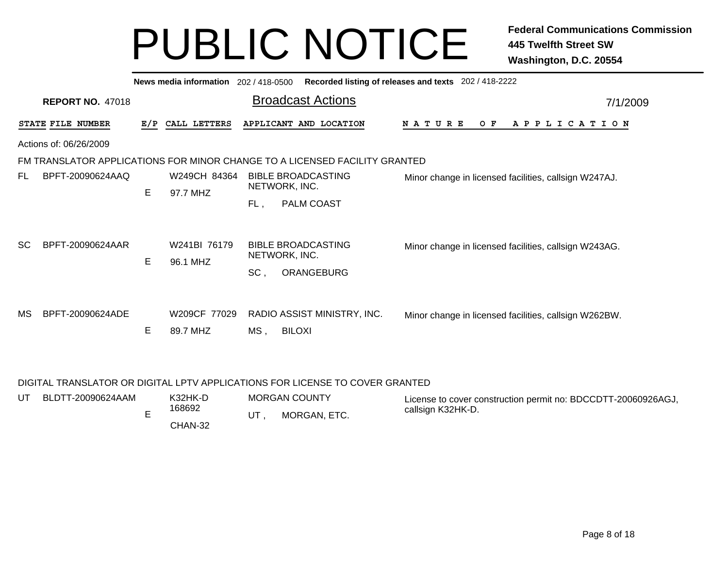# PUBLIC NOTICE

**Federal Communications Commission**
**445 Twelfth Street SW**
**Washington, D.C. 20554**

**News media information** 202 / 418-0500 **Recorded listing of releases and texts** 202 / 418-2222

**REPORT NO.** 47018

## Broadcast Actions

7/1/2009

| STATE | FILE NUMBER | E/P | CALL LETTERS | APPLICANT AND LOCATION | NATURE OF APPLICATION |
|---|---|---|---|---|---|

Actions of: 06/26/2009

FM TRANSLATOR APPLICATIONS FOR MINOR CHANGE TO A LICENSED FACILITY GRANTED

| STATE | FILE NUMBER | E/P | CALL LETTERS | APPLICANT AND LOCATION | NATURE OF APPLICATION |
|---|---|---|---|---|---|
| FL | BPFT-20090624AAQ | E | W249CH 84364 97.7 MHZ | BIBLE BROADCASTING NETWORK, INC. FL , PALM COAST | Minor change in licensed facilities, callsign W247AJ. |
| SC | BPFT-20090624AAR | E | W241BI 76179 96.1 MHZ | BIBLE BROADCASTING NETWORK, INC. SC , ORANGEBURG | Minor change in licensed facilities, callsign W243AG. |
| MS | BPFT-20090624ADE | E | W209CF 77029 89.7 MHZ | RADIO ASSIST MINISTRY, INC. MS , BILOXI | Minor change in licensed facilities, callsign W262BW. |

DIGITAL TRANSLATOR OR DIGITAL LPTV APPLICATIONS FOR LICENSE TO COVER GRANTED

| STATE | FILE NUMBER | E/P | CALL LETTERS | APPLICANT AND LOCATION | NATURE OF APPLICATION |
|---|---|---|---|---|---|
| UT | BLDTT-20090624AAM | E | K32HK-D 168692 CHAN-32 | MORGAN COUNTY UT , MORGAN, ETC. | License to cover construction permit no: BDCCDTT-20060926AGJ, callsign K32HK-D. |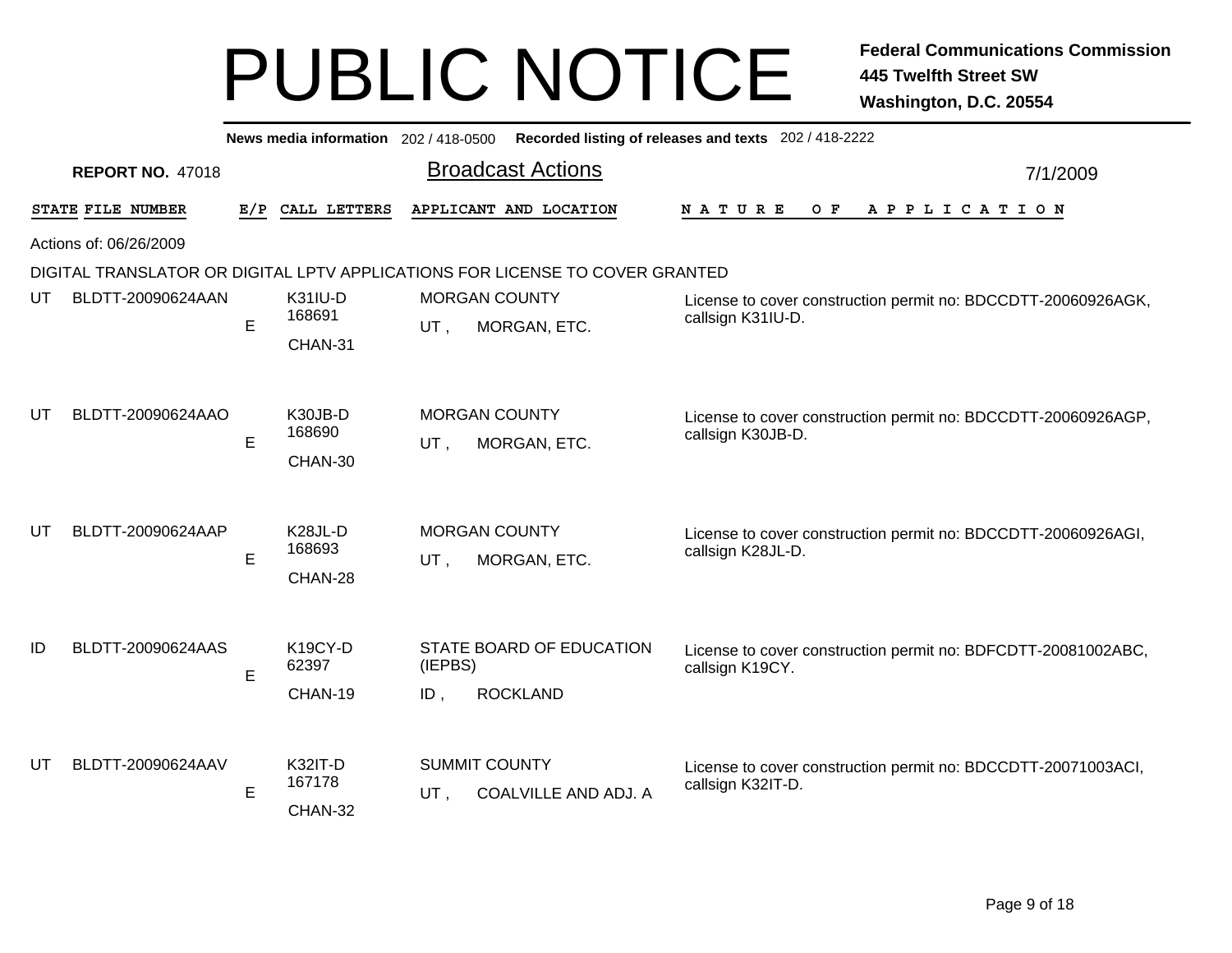# PUBLIC NOTICE

**Federal Communications Commission**
**445 Twelfth Street SW**
**Washington, D.C. 20554**

**News media information** 202 / 418-0500 **Recorded listing of releases and texts** 202 / 418-2222

**REPORT NO.** 47018

## Broadcast Actions

7/1/2009

Actions of: 06/26/2009

DIGITAL TRANSLATOR OR DIGITAL LPTV APPLICATIONS FOR LICENSE TO COVER GRANTED

| STATE | FILE NUMBER | E/P | CALL LETTERS | APPLICANT AND LOCATION | NATURE OF APPLICATION |
|---|---|---|---|---|---|
| UT | BLDTT-20090624AAN | E | K31IU-D 168691 CHAN-31 | MORGAN COUNTY UT , MORGAN, ETC. | License to cover construction permit no: BDCCDTT-20060926AGK, callsign K31IU-D. |
| UT | BLDTT-20090624AAO | E | K30JB-D 168690 CHAN-30 | MORGAN COUNTY UT , MORGAN, ETC. | License to cover construction permit no: BDCCDTT-20060926AGP, callsign K30JB-D. |
| UT | BLDTT-20090624AAP | E | K28JL-D 168693 CHAN-28 | MORGAN COUNTY UT , MORGAN, ETC. | License to cover construction permit no: BDCCDTT-20060926AGI, callsign K28JL-D. |
| ID | BLDTT-20090624AAS | E | K19CY-D 62397 CHAN-19 | STATE BOARD OF EDUCATION (IEPBS) ID , ROCKLAND | License to cover construction permit no: BDFCDTT-20081002ABC, callsign K19CY. |
| UT | BLDTT-20090624AAV | E | K32IT-D 167178 CHAN-32 | SUMMIT COUNTY UT , COALVILLE AND ADJ. A | License to cover construction permit no: BDCCDTT-20071003ACI, callsign K32IT-D. |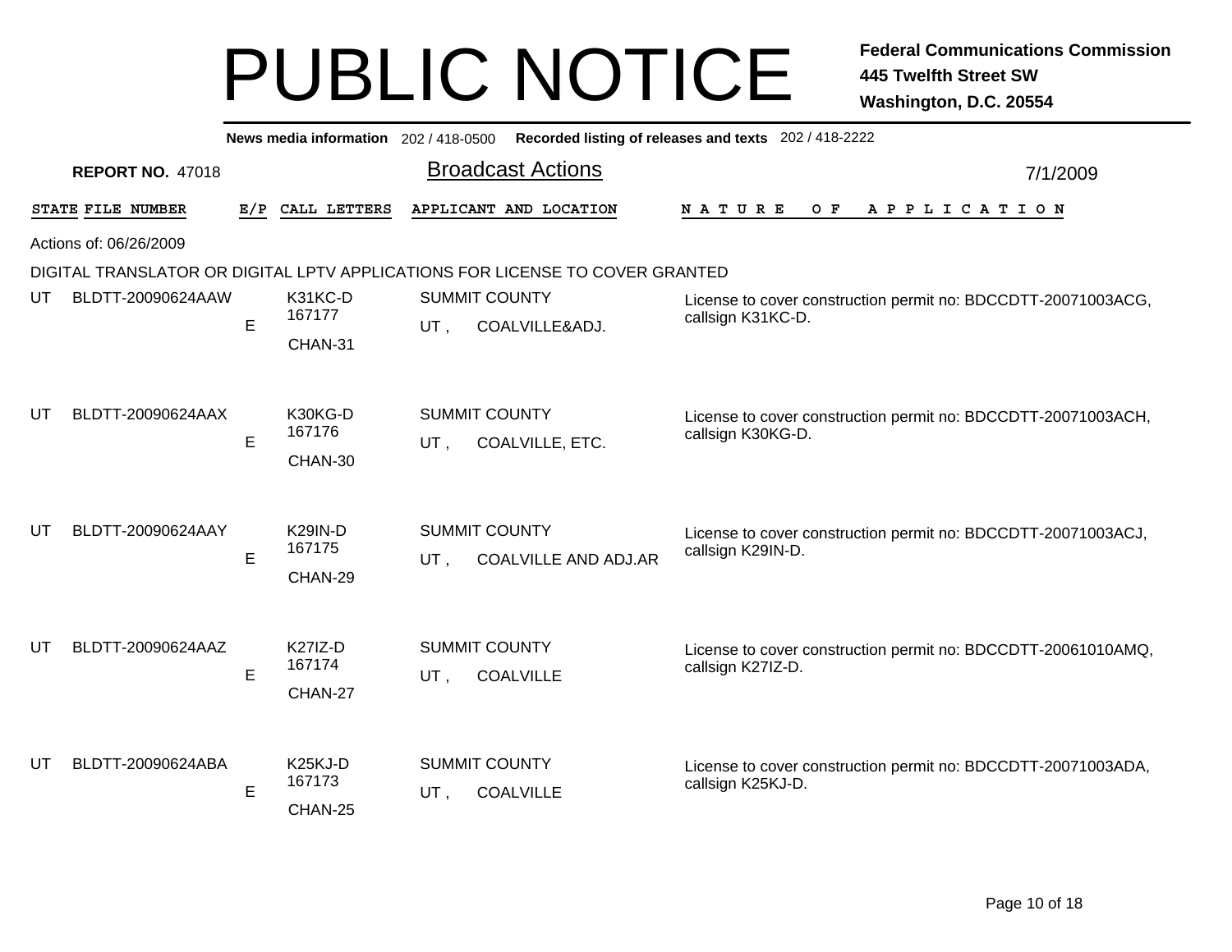# PUBLIC NOTICE

**Federal Communications Commission**
**445 Twelfth Street SW**
**Washington, D.C. 20554**

**News media information** 202 / 418-0500 **Recorded listing of releases and texts** 202 / 418-2222

**REPORT NO.** 47018

## Broadcast Actions

7/1/2009

Actions of: 06/26/2009

DIGITAL TRANSLATOR OR DIGITAL LPTV APPLICATIONS FOR LICENSE TO COVER GRANTED

| STATE | FILE NUMBER | E/P | CALL LETTERS | APPLICANT AND LOCATION | NATURE OF APPLICATION |
|---|---|---|---|---|---|
| UT | BLDTT-20090624AAW | E | K31KC-D<br>167177<br>CHAN-31 | SUMMIT COUNTY<br>UT , COALVILLE&ADJ. | License to cover construction permit no: BDCCDTT-20071003ACG, callsign K31KC-D. |
| UT | BLDTT-20090624AAX | E | K30KG-D<br>167176<br>CHAN-30 | SUMMIT COUNTY<br>UT , COALVILLE, ETC. | License to cover construction permit no: BDCCDTT-20071003ACH, callsign K30KG-D. |
| UT | BLDTT-20090624AAY | E | K29IN-D<br>167175<br>CHAN-29 | SUMMIT COUNTY<br>UT , COALVILLE AND ADJ.AR | License to cover construction permit no: BDCCDTT-20071003ACJ, callsign K29IN-D. |
| UT | BLDTT-20090624AAZ | E | K27IZ-D<br>167174<br>CHAN-27 | SUMMIT COUNTY<br>UT , COALVILLE | License to cover construction permit no: BDCCDTT-20061010AMQ, callsign K27IZ-D. |
| UT | BLDTT-20090624ABA | E | K25KJ-D<br>167173<br>CHAN-25 | SUMMIT COUNTY<br>UT , COALVILLE | License to cover construction permit no: BDCCDTT-20071003ADA, callsign K25KJ-D. |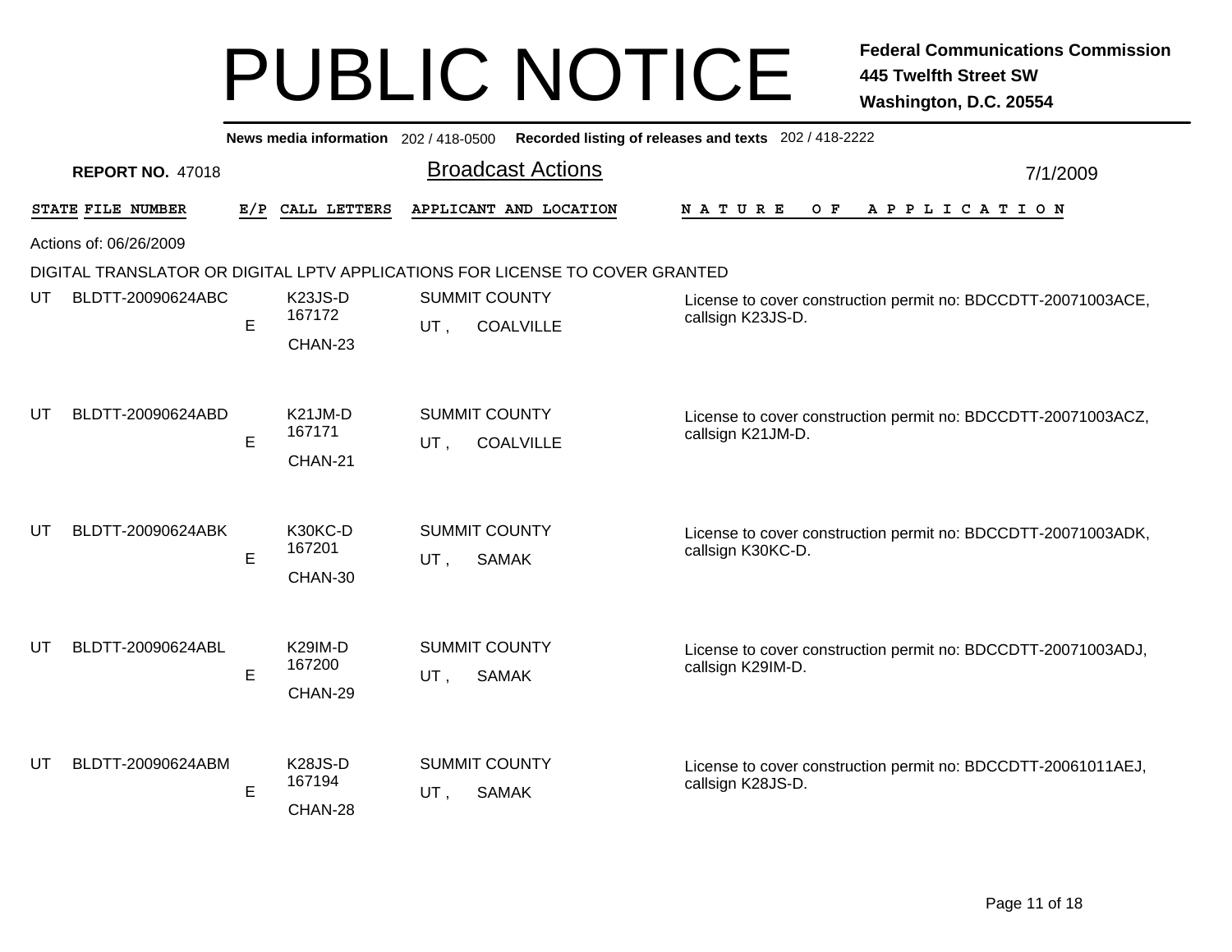# PUBLIC NOTICE

**Federal Communications Commission**
**445 Twelfth Street SW**
**Washington, D.C. 20554**

**News media information** 202 / 418-0500 **Recorded listing of releases and texts** 202 / 418-2222

**REPORT NO.** 47018

## Broadcast Actions

7/1/2009

Actions of: 06/26/2009

DIGITAL TRANSLATOR OR DIGITAL LPTV APPLICATIONS FOR LICENSE TO COVER GRANTED

| STATE | FILE NUMBER | E/P | CALL LETTERS | APPLICANT AND LOCATION | NATURE OF APPLICATION |
|---|---|---|---|---|---|
| UT | BLDTT-20090624ABC | E | K23JS-D 167172 CHAN-23 | SUMMIT COUNTY UT , COALVILLE | License to cover construction permit no: BDCCDTT-20071003ACE, callsign K23JS-D. |
| UT | BLDTT-20090624ABD | E | K21JM-D 167171 CHAN-21 | SUMMIT COUNTY UT , COALVILLE | License to cover construction permit no: BDCCDTT-20071003ACZ, callsign K21JM-D. |
| UT | BLDTT-20090624ABK | E | K30KC-D 167201 CHAN-30 | SUMMIT COUNTY UT , SAMAK | License to cover construction permit no: BDCCDTT-20071003ADK, callsign K30KC-D. |
| UT | BLDTT-20090624ABL | E | K29IM-D 167200 CHAN-29 | SUMMIT COUNTY UT , SAMAK | License to cover construction permit no: BDCCDTT-20071003ADJ, callsign K29IM-D. |
| UT | BLDTT-20090624ABM | E | K28JS-D 167194 CHAN-28 | SUMMIT COUNTY UT , SAMAK | License to cover construction permit no: BDCCDTT-20061011AEJ, callsign K28JS-D. |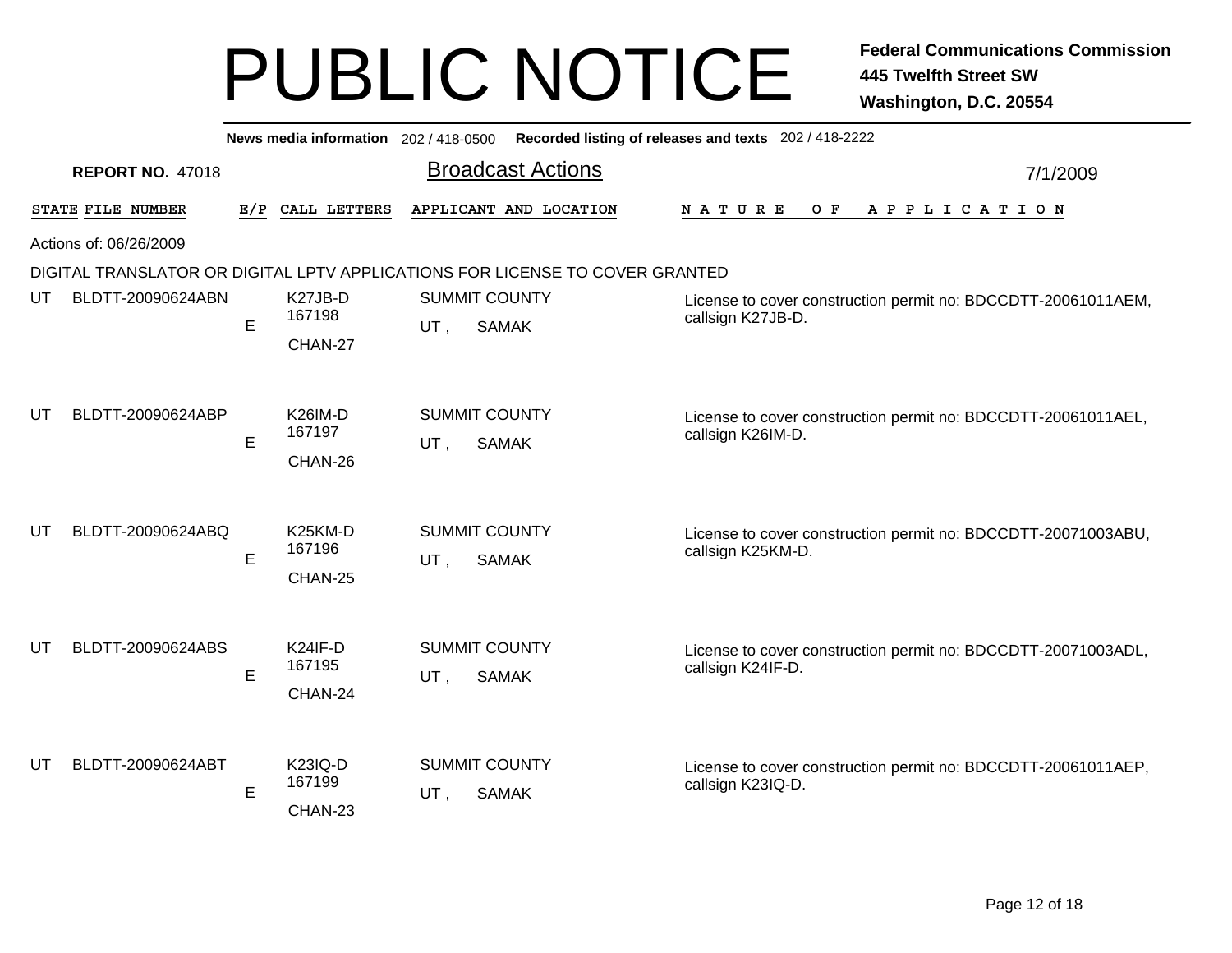# PUBLIC NOTICE

**Federal Communications Commission**
**445 Twelfth Street SW**
**Washington, D.C. 20554**

**News media information** 202 / 418-0500 **Recorded listing of releases and texts** 202 / 418-2222

**REPORT NO.** 47018

## Broadcast Actions

7/1/2009

Actions of: 06/26/2009

DIGITAL TRANSLATOR OR DIGITAL LPTV APPLICATIONS FOR LICENSE TO COVER GRANTED

| STATE | FILE NUMBER | E/P | CALL LETTERS | APPLICANT AND LOCATION | NATURE OF APPLICATION |
|---|---|---|---|---|---|
| UT | BLDTT-20090624ABN | E | K27JB-D 167198 CHAN-27 | SUMMIT COUNTY UT , SAMAK | License to cover construction permit no: BDCCDTT-20061011AEM, callsign K27JB-D. |
| UT | BLDTT-20090624ABP | E | K26IM-D 167197 CHAN-26 | SUMMIT COUNTY UT , SAMAK | License to cover construction permit no: BDCCDTT-20061011AEL, callsign K26IM-D. |
| UT | BLDTT-20090624ABQ | E | K25KM-D 167196 CHAN-25 | SUMMIT COUNTY UT , SAMAK | License to cover construction permit no: BDCCDTT-20071003ABU, callsign K25KM-D. |
| UT | BLDTT-20090624ABS | E | K24IF-D 167195 CHAN-24 | SUMMIT COUNTY UT , SAMAK | License to cover construction permit no: BDCCDTT-20071003ADL, callsign K24IF-D. |
| UT | BLDTT-20090624ABT | E | K23IQ-D 167199 CHAN-23 | SUMMIT COUNTY UT , SAMAK | License to cover construction permit no: BDCCDTT-20061011AEP, callsign K23IQ-D. |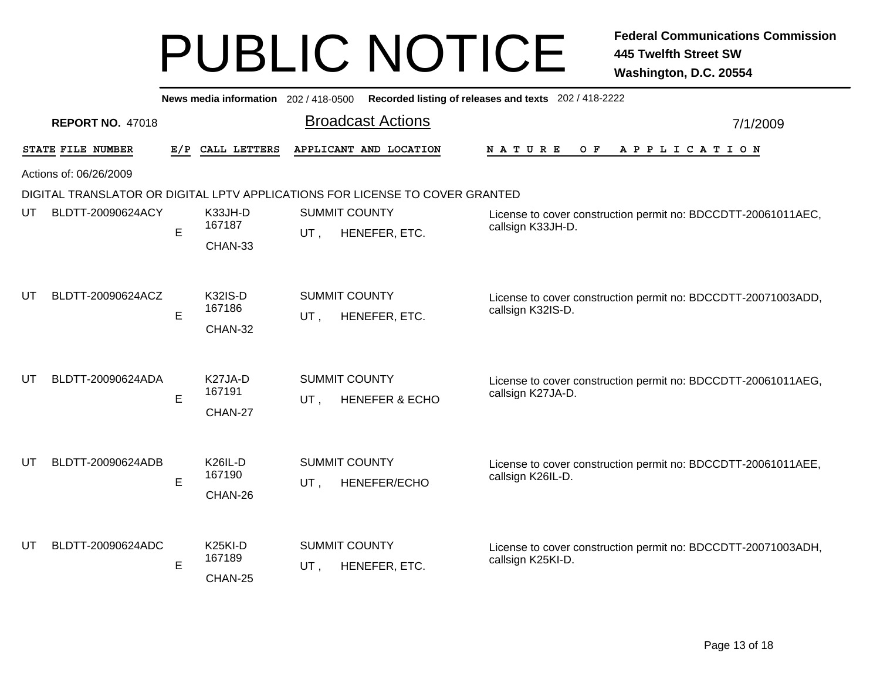# PUBLIC NOTICE

**Federal Communications Commission**
**445 Twelfth Street SW**
**Washington, D.C. 20554**

**News media information** 202 / 418-0500 **Recorded listing of releases and texts** 202 / 418-2222

**REPORT NO.** 47018

## Broadcast Actions

7/1/2009

Actions of: 06/26/2009

DIGITAL TRANSLATOR OR DIGITAL LPTV APPLICATIONS FOR LICENSE TO COVER GRANTED

| STATE | FILE NUMBER | E/P | CALL LETTERS | APPLICANT AND LOCATION | NATURE OF APPLICATION |
|---|---|---|---|---|---|
| UT | BLDTT-20090624ACY | E | K33JH-D 167187 CHAN-33 | SUMMIT COUNTY UT , HENEFER, ETC. | License to cover construction permit no: BDCCDTT-20061011AEC, callsign K33JH-D. |
| UT | BLDTT-20090624ACZ | E | K32IS-D 167186 CHAN-32 | SUMMIT COUNTY UT , HENEFER, ETC. | License to cover construction permit no: BDCCDTT-20071003ADD, callsign K32IS-D. |
| UT | BLDTT-20090624ADA | E | K27JA-D 167191 CHAN-27 | SUMMIT COUNTY UT , HENEFER & ECHO | License to cover construction permit no: BDCCDTT-20061011AEG, callsign K27JA-D. |
| UT | BLDTT-20090624ADB | E | K26IL-D 167190 CHAN-26 | SUMMIT COUNTY UT , HENEFER/ECHO | License to cover construction permit no: BDCCDTT-20061011AEE, callsign K26IL-D. |
| UT | BLDTT-20090624ADC | E | K25KI-D 167189 CHAN-25 | SUMMIT COUNTY UT , HENEFER, ETC. | License to cover construction permit no: BDCCDTT-20071003ADH, callsign K25KI-D. |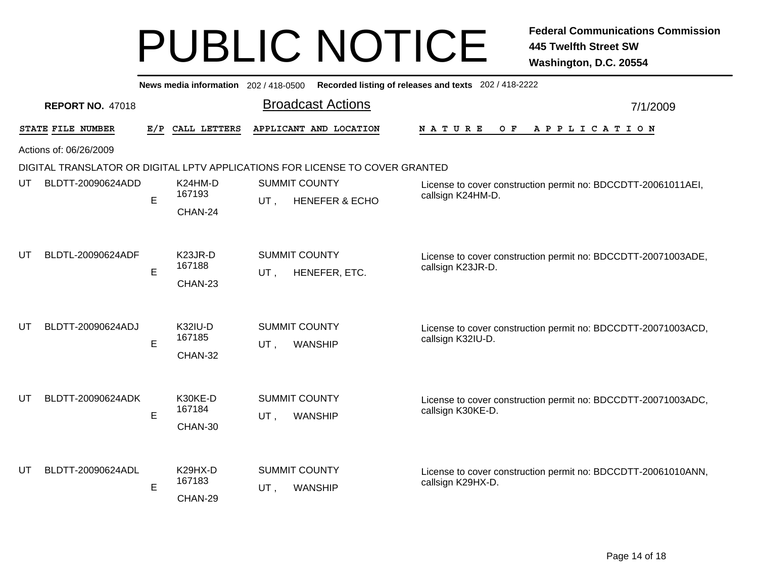# PUBLIC NOTICE

**Federal Communications Commission**
**445 Twelfth Street SW**
**Washington, D.C. 20554**

**News media information** 202 / 418-0500 **Recorded listing of releases and texts** 202 / 418-2222

**REPORT NO.** 47018

## Broadcast Actions

7/1/2009

Actions of: 06/26/2009

DIGITAL TRANSLATOR OR DIGITAL LPTV APPLICATIONS FOR LICENSE TO COVER GRANTED

| STATE | FILE NUMBER | E/P | CALL LETTERS | APPLICANT AND LOCATION | NATURE OF APPLICATION |
|---|---|---|---|---|---|
| UT | BLDTT-20090624ADD | E | K24HM-D 167193 CHAN-24 | SUMMIT COUNTY UT , HENEFER & ECHO | License to cover construction permit no: BDCCDTT-20061011AEI, callsign K24HM-D. |
| UT | BLDTL-20090624ADF | E | K23JR-D 167188 CHAN-23 | SUMMIT COUNTY UT , HENEFER, ETC. | License to cover construction permit no: BDCCDTT-20071003ADE, callsign K23JR-D. |
| UT | BLDTT-20090624ADJ | E | K32IU-D 167185 CHAN-32 | SUMMIT COUNTY UT , WANSHIP | License to cover construction permit no: BDCCDTT-20071003ACD, callsign K32IU-D. |
| UT | BLDTT-20090624ADK | E | K30KE-D 167184 CHAN-30 | SUMMIT COUNTY UT , WANSHIP | License to cover construction permit no: BDCCDTT-20071003ADC, callsign K30KE-D. |
| UT | BLDTT-20090624ADL | E | K29HX-D 167183 CHAN-29 | SUMMIT COUNTY UT , WANSHIP | License to cover construction permit no: BDCCDTT-20061010ANN, callsign K29HX-D. |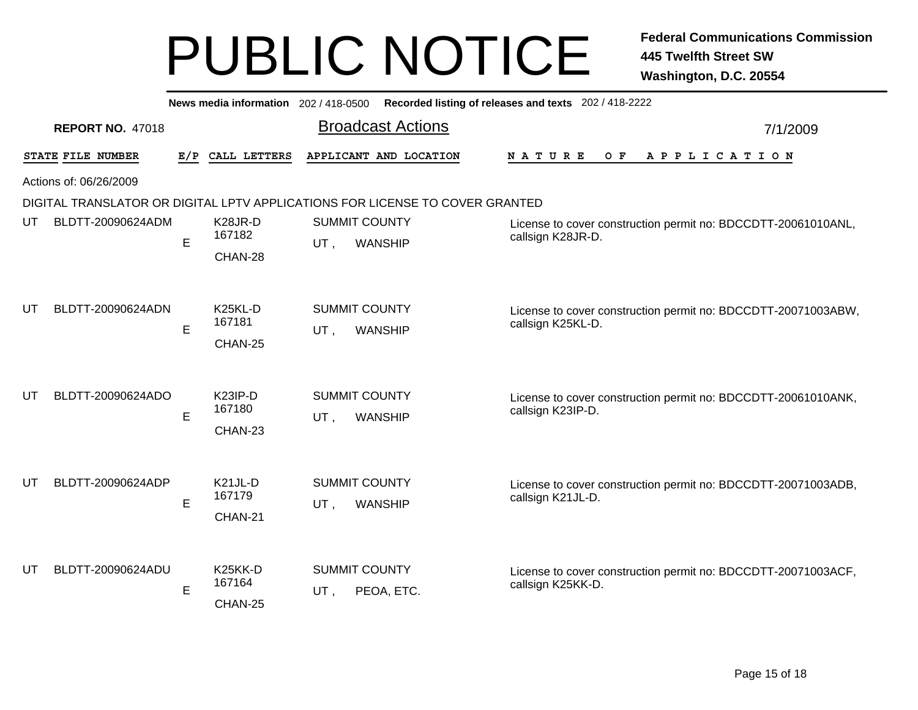# PUBLIC NOTICE

**Federal Communications Commission**
**445 Twelfth Street SW**
**Washington, D.C. 20554**

**News media information** 202 / 418-0500 **Recorded listing of releases and texts** 202 / 418-2222

**REPORT NO.** 47018

## Broadcast Actions

7/1/2009

Actions of: 06/26/2009

DIGITAL TRANSLATOR OR DIGITAL LPTV APPLICATIONS FOR LICENSE TO COVER GRANTED

| STATE | FILE NUMBER | E/P | CALL LETTERS | APPLICANT AND LOCATION | NATURE OF APPLICATION |
|---|---|---|---|---|---|
| UT | BLDTT-20090624ADM | E | K28JR-D 167182 CHAN-28 | SUMMIT COUNTY UT , WANSHIP | License to cover construction permit no: BDCCDTT-20061010ANL, callsign K28JR-D. |
| UT | BLDTT-20090624ADN | E | K25KL-D 167181 CHAN-25 | SUMMIT COUNTY UT , WANSHIP | License to cover construction permit no: BDCCDTT-20071003ABW, callsign K25KL-D. |
| UT | BLDTT-20090624ADO | E | K23IP-D 167180 CHAN-23 | SUMMIT COUNTY UT , WANSHIP | License to cover construction permit no: BDCCDTT-20061010ANK, callsign K23IP-D. |
| UT | BLDTT-20090624ADP | E | K21JL-D 167179 CHAN-21 | SUMMIT COUNTY UT , WANSHIP | License to cover construction permit no: BDCCDTT-20071003ADB, callsign K21JL-D. |
| UT | BLDTT-20090624ADU | E | K25KK-D 167164 CHAN-25 | SUMMIT COUNTY UT , PEOA, ETC. | License to cover construction permit no: BDCCDTT-20071003ACF, callsign K25KK-D. |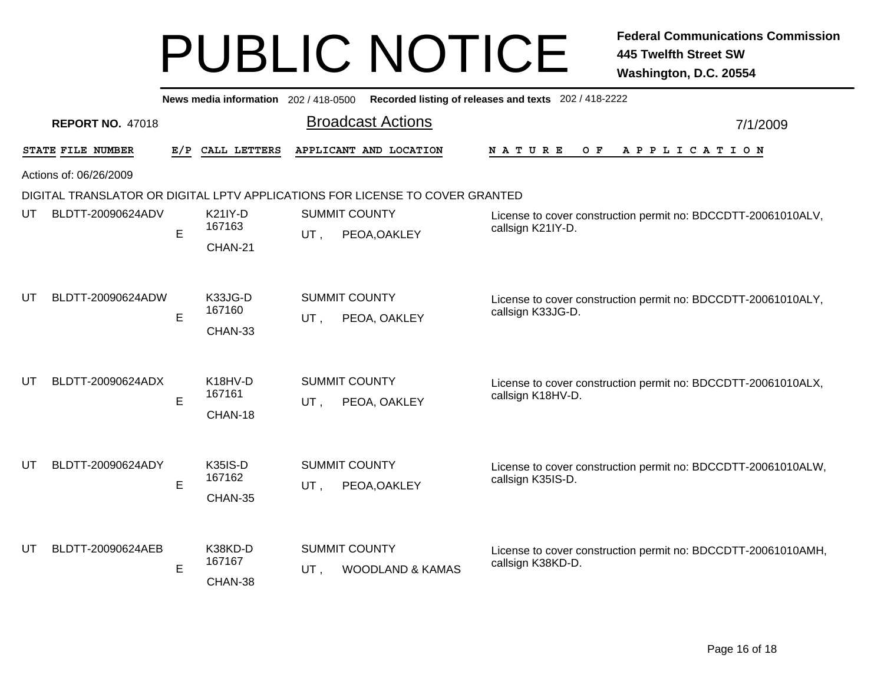# PUBLIC NOTICE

**Federal Communications Commission**
**445 Twelfth Street SW**
**Washington, D.C. 20554**

**News media information** 202 / 418-0500 **Recorded listing of releases and texts** 202 / 418-2222

**REPORT NO.** 47018

## Broadcast Actions

7/1/2009

Actions of: 06/26/2009

DIGITAL TRANSLATOR OR DIGITAL LPTV APPLICATIONS FOR LICENSE TO COVER GRANTED

| STATE | FILE NUMBER | E/P | CALL LETTERS | APPLICANT AND LOCATION | NATURE OF APPLICATION |
|---|---|---|---|---|---|
| UT | BLDTT-20090624ADV | E | K21IY-D 167163 CHAN-21 | SUMMIT COUNTY UT , PEOA,OAKLEY | License to cover construction permit no: BDCCDTT-20061010ALV, callsign K21IY-D. |
| UT | BLDTT-20090624ADW | E | K33JG-D 167160 CHAN-33 | SUMMIT COUNTY UT , PEOA, OAKLEY | License to cover construction permit no: BDCCDTT-20061010ALY, callsign K33JG-D. |
| UT | BLDTT-20090624ADX | E | K18HV-D 167161 CHAN-18 | SUMMIT COUNTY UT , PEOA, OAKLEY | License to cover construction permit no: BDCCDTT-20061010ALX, callsign K18HV-D. |
| UT | BLDTT-20090624ADY | E | K35IS-D 167162 CHAN-35 | SUMMIT COUNTY UT , PEOA,OAKLEY | License to cover construction permit no: BDCCDTT-20061010ALW, callsign K35IS-D. |
| UT | BLDTT-20090624AEB | E | K38KD-D 167167 CHAN-38 | SUMMIT COUNTY UT , WOODLAND & KAMAS | License to cover construction permit no: BDCCDTT-20061010AMH, callsign K38KD-D. |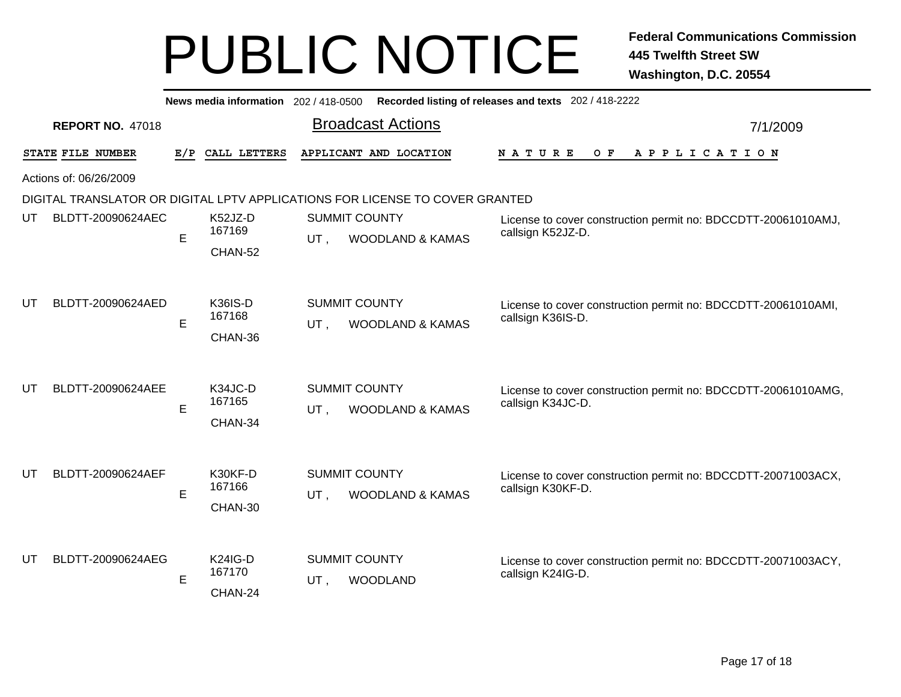# PUBLIC NOTICE

**Federal Communications Commission**
**445 Twelfth Street SW**
**Washington, D.C. 20554**

**News media information** 202 / 418-0500 **Recorded listing of releases and texts** 202 / 418-2222

**REPORT NO.** 47018

## Broadcast Actions

7/1/2009

Actions of: 06/26/2009

DIGITAL TRANSLATOR OR DIGITAL LPTV APPLICATIONS FOR LICENSE TO COVER GRANTED

| STATE | FILE NUMBER | E/P | CALL LETTERS | APPLICANT AND LOCATION | NATURE OF APPLICATION |
|---|---|---|---|---|---|
| UT | BLDTT-20090624AEC | E | K52JZ-D<br>167169<br>CHAN-52 | SUMMIT COUNTY<br>UT , WOODLAND & KAMAS | License to cover construction permit no: BDCCDTT-20061010AMJ, callsign K52JZ-D. |
| UT | BLDTT-20090624AED | E | K36IS-D<br>167168<br>CHAN-36 | SUMMIT COUNTY<br>UT , WOODLAND & KAMAS | License to cover construction permit no: BDCCDTT-20061010AMI, callsign K36IS-D. |
| UT | BLDTT-20090624AEE | E | K34JC-D<br>167165<br>CHAN-34 | SUMMIT COUNTY<br>UT , WOODLAND & KAMAS | License to cover construction permit no: BDCCDTT-20061010AMG, callsign K34JC-D. |
| UT | BLDTT-20090624AEF | E | K30KF-D<br>167166<br>CHAN-30 | SUMMIT COUNTY<br>UT , WOODLAND & KAMAS | License to cover construction permit no: BDCCDTT-20071003ACX, callsign K30KF-D. |
| UT | BLDTT-20090624AEG | E | K24IG-D<br>167170<br>CHAN-24 | SUMMIT COUNTY<br>UT , WOODLAND | License to cover construction permit no: BDCCDTT-20071003ACY, callsign K24IG-D. |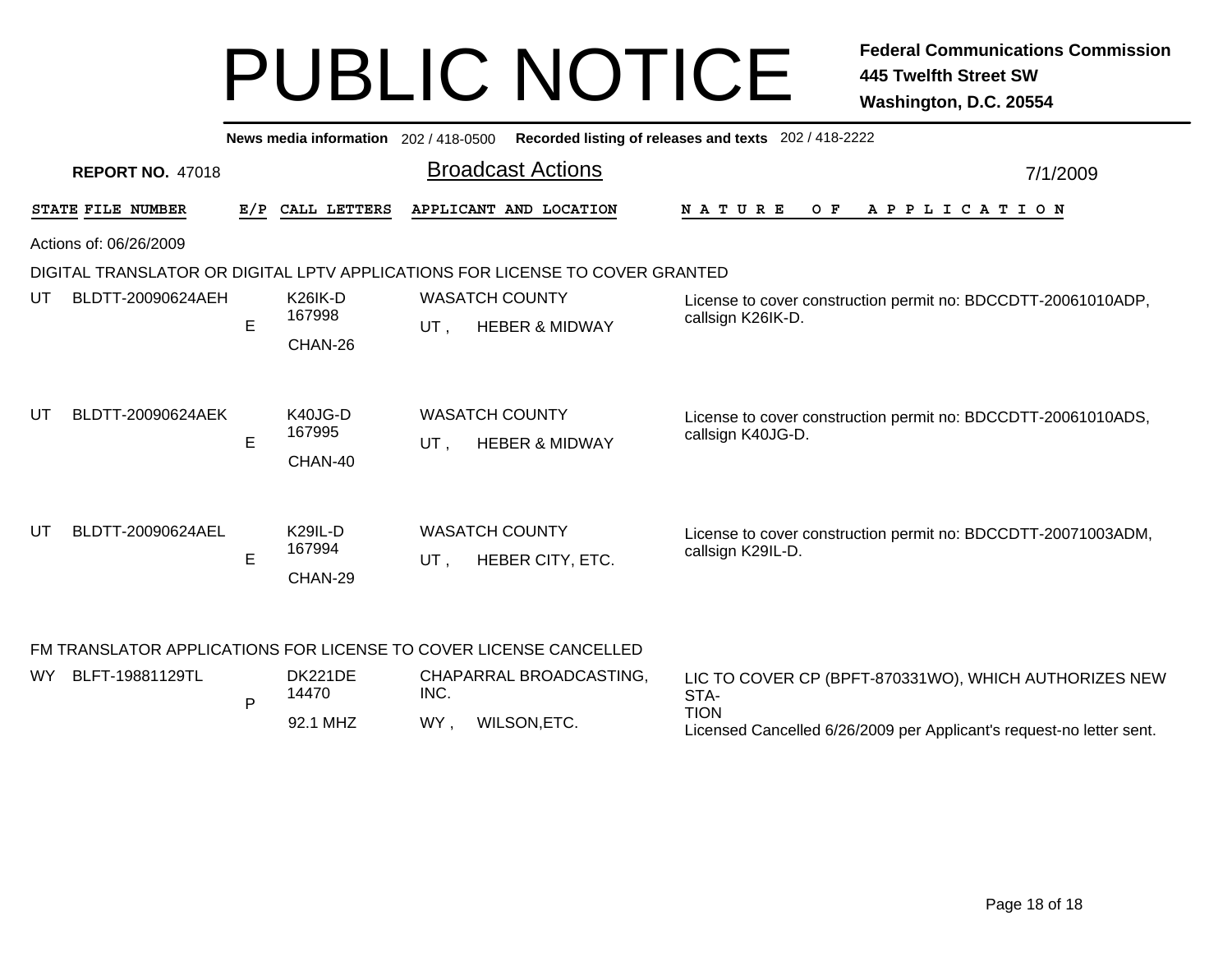# PUBLIC NOTICE

**Federal Communications Commission**
**445 Twelfth Street SW**
**Washington, D.C. 20554**

**News media information** 202 / 418-0500 **Recorded listing of releases and texts** 202 / 418-2222

**REPORT NO.** 47018

## Broadcast Actions

7/1/2009

| STATE | FILE NUMBER | E/P | CALL LETTERS | APPLICANT AND LOCATION | NATURE OF APPLICATION |
|---|---|---|---|---|---|

Actions of: 06/26/2009

### DIGITAL TRANSLATOR OR DIGITAL LPTV APPLICATIONS FOR LICENSE TO COVER GRANTED

| STATE | FILE NUMBER | E/P | CALL LETTERS | APPLICANT AND LOCATION | NATURE OF APPLICATION |
|---|---|---|---|---|---|
| UT | BLDTT-20090624AEH | E | K26IK-D 167998 CHAN-26 | WASATCH COUNTY UT , HEBER & MIDWAY | License to cover construction permit no: BDCCDTT-20061010ADP, callsign K26IK-D. |
| UT | BLDTT-20090624AEK | E | K40JG-D 167995 CHAN-40 | WASATCH COUNTY UT , HEBER & MIDWAY | License to cover construction permit no: BDCCDTT-20061010ADS, callsign K40JG-D. |
| UT | BLDTT-20090624AEL | E | K29IL-D 167994 CHAN-29 | WASATCH COUNTY UT , HEBER CITY, ETC. | License to cover construction permit no: BDCCDTT-20071003ADM, callsign K29IL-D. |

### FM TRANSLATOR APPLICATIONS FOR LICENSE TO COVER LICENSE CANCELLED

| STATE | FILE NUMBER | E/P | CALL LETTERS | APPLICANT AND LOCATION | NATURE OF APPLICATION |
|---|---|---|---|---|---|
| WY | BLFT-19881129TL | P | DK221DE 14470 92.1 MHZ | CHAPARRAL BROADCASTING, INC. WY , WILSON,ETC. | LIC TO COVER CP (BPFT-870331WO), WHICH AUTHORIZES NEW STA-TION Licensed Cancelled 6/26/2009 per Applicant's request-no letter sent. |